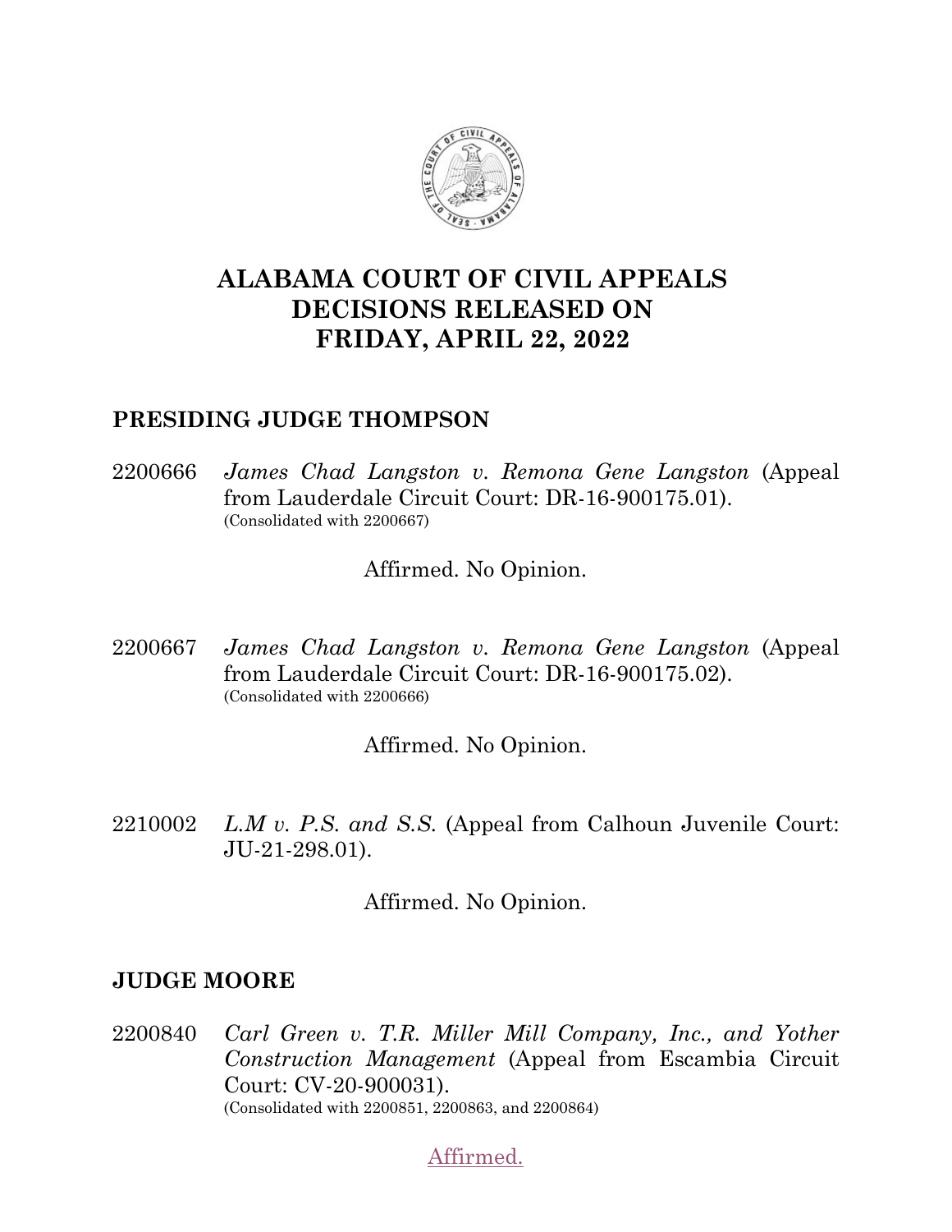# ALABAMA COURT OF CIVIL APPEALS DECISIONS RELEASED ON FRIDAY, APRIL 22, 2022

## PRESIDING JUDGE THOMPSON

2200666 *James Chad Langston v. Remona Gene Langston* (Appeal from Lauderdale Circuit Court: DR-16-900175.01).
(Consolidated with 2200667)

Affirmed. No Opinion.

2200667 *James Chad Langston v. Remona Gene Langston* (Appeal from Lauderdale Circuit Court: DR-16-900175.02).
(Consolidated with 2200666)

Affirmed. No Opinion.

2210002 *L.M v. P.S. and S.S.* (Appeal from Calhoun Juvenile Court: JU-21-298.01).

Affirmed. No Opinion.

## JUDGE MOORE

2200840 *Carl Green v. T.R. Miller Mill Company, Inc., and Yother Construction Management* (Appeal from Escambia Circuit Court: CV-20-900031).
(Consolidated with 2200851, 2200863, and 2200864)

Affirmed.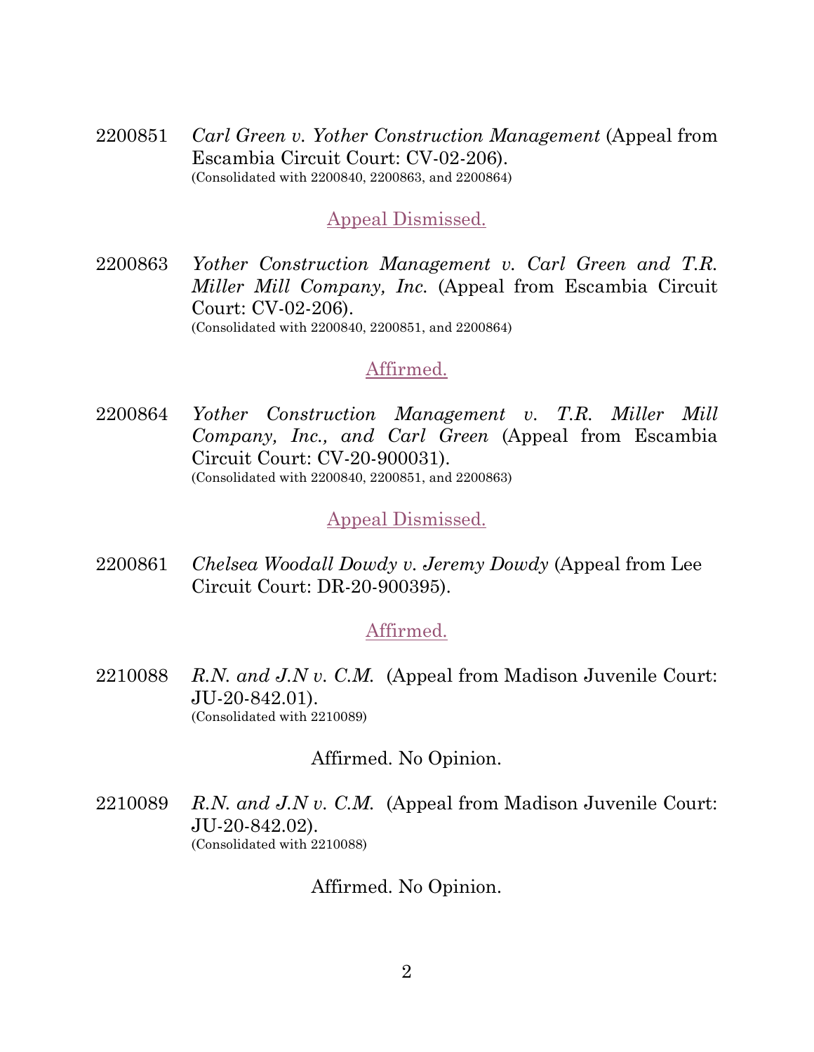2200851 *Carl Green v. Yother Construction Management* (Appeal from Escambia Circuit Court: CV-02-206).
(Consolidated with 2200840, 2200863, and 2200864)

Appeal Dismissed.

2200863 *Yother Construction Management v. Carl Green and T.R. Miller Mill Company, Inc.* (Appeal from Escambia Circuit Court: CV-02-206).
(Consolidated with 2200840, 2200851, and 2200864)

Affirmed.

2200864 *Yother Construction Management v. T.R. Miller Mill Company, Inc., and Carl Green* (Appeal from Escambia Circuit Court: CV-20-900031).
(Consolidated with 2200840, 2200851, and 2200863)

Appeal Dismissed.

2200861 *Chelsea Woodall Dowdy v. Jeremy Dowdy* (Appeal from Lee Circuit Court: DR-20-900395).

Affirmed.

2210088 *R.N. and J.N v. C.M.* (Appeal from Madison Juvenile Court: JU-20-842.01).
(Consolidated with 2210089)

Affirmed. No Opinion.

2210089 *R.N. and J.N v. C.M.* (Appeal from Madison Juvenile Court: JU-20-842.02).
(Consolidated with 2210088)

Affirmed. No Opinion.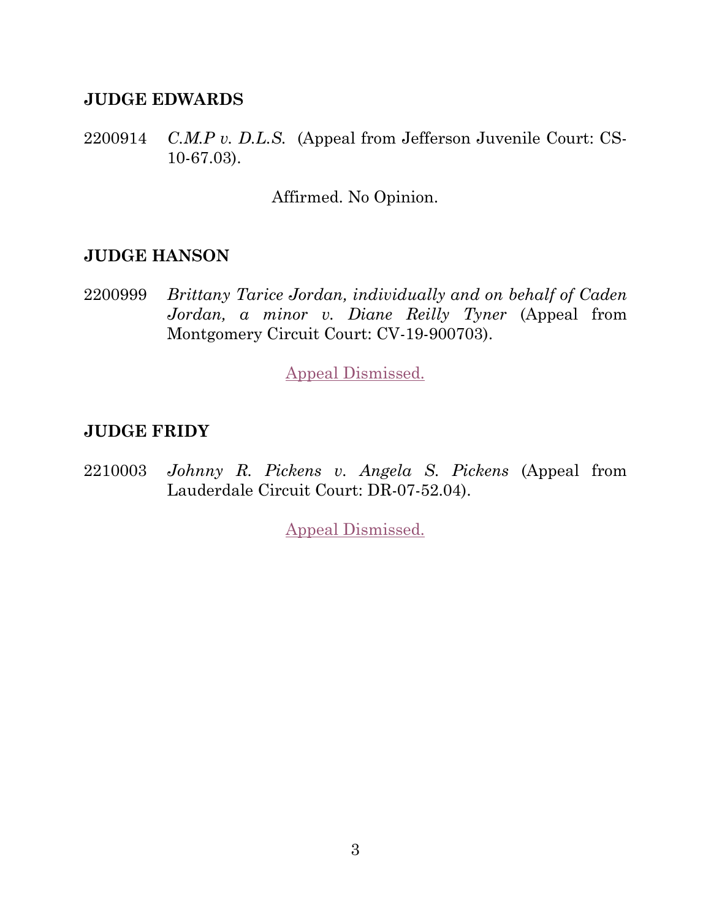**JUDGE EDWARDS**

2200914 *C.M.P v. D.L.S.* (Appeal from Jefferson Juvenile Court: CS-10-67.03).

Affirmed. No Opinion.

**JUDGE HANSON**

2200999 *Brittany Tarice Jordan, individually and on behalf of Caden Jordan, a minor v. Diane Reilly Tyner* (Appeal from Montgomery Circuit Court: CV-19-900703).

Appeal Dismissed.

**JUDGE FRIDY**

2210003 *Johnny R. Pickens v. Angela S. Pickens* (Appeal from Lauderdale Circuit Court: DR-07-52.04).

Appeal Dismissed.